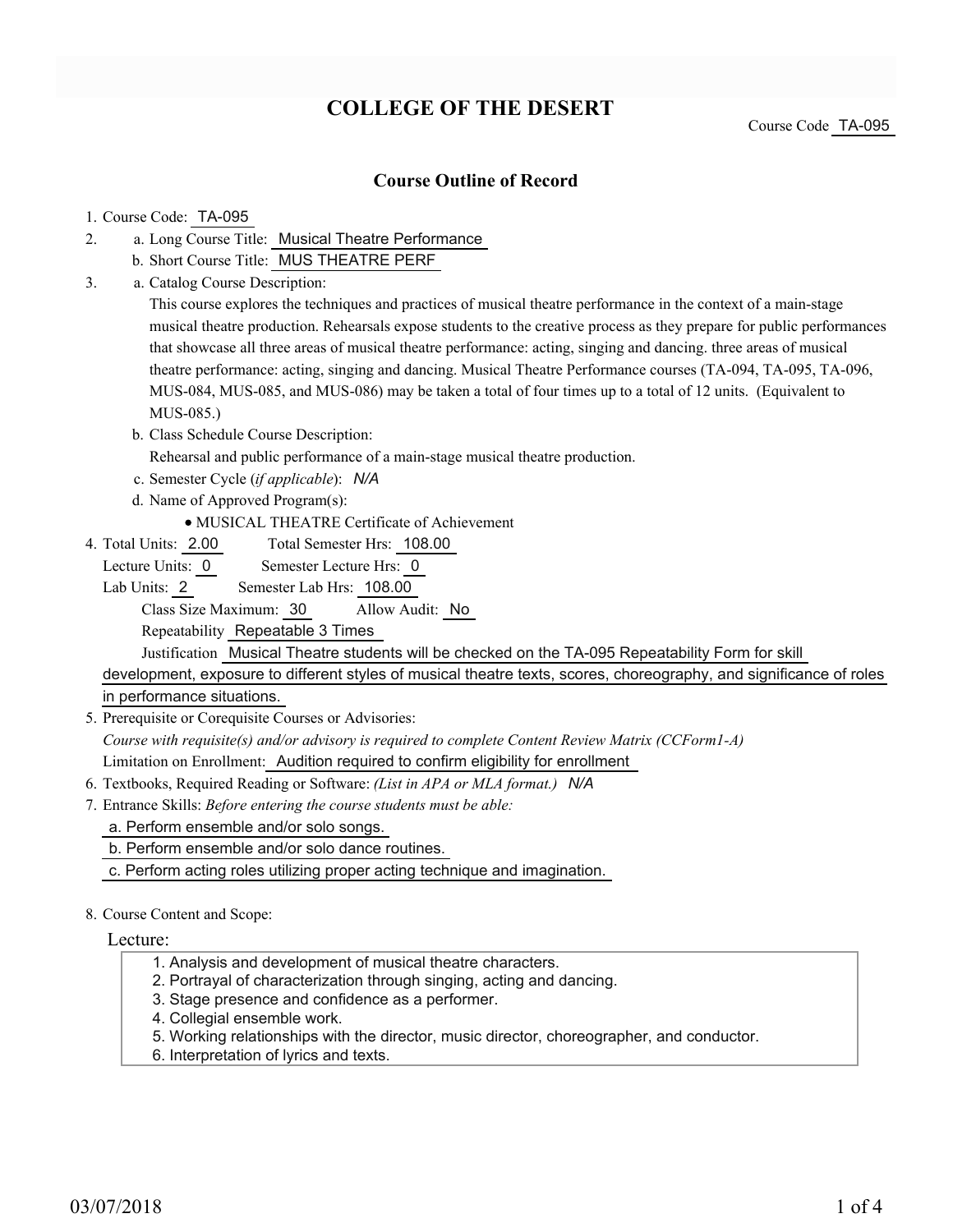# COLLEGE OF THE DESERT

Course Code TA-095

## Course Outline of Record

1. Course Code: TA-095
2. a. Long Course Title: Musical Theatre Performance
   b. Short Course Title: MUS THEATRE PERF
3. a. Catalog Course Description:
   This course explores the techniques and practices of musical theatre performance in the context of a main-stage musical theatre production. Rehearsals expose students to the creative process as they prepare for public performances that showcase all three areas of musical theatre performance: acting, singing and dancing. three areas of musical theatre performance: acting, singing and dancing. Musical Theatre Performance courses (TA-094, TA-095, TA-096, MUS-084, MUS-085, and MUS-086) may be taken a total of four times up to a total of 12 units. (Equivalent to MUS-085.)
   b. Class Schedule Course Description:
   Rehearsal and public performance of a main-stage musical theatre production.
   c. Semester Cycle (*if applicable*): *N/A*
   d. Name of Approved Program(s):
      - MUSICAL THEATRE Certificate of Achievement
4. Total Units: 2.00 Total Semester Hrs: 108.00
   Lecture Units: 0 Semester Lecture Hrs: 0
   Lab Units: 2 Semester Lab Hrs: 108.00
   Class Size Maximum: 30 Allow Audit: No
   Repeatability Repeatable 3 Times
   Justification Musical Theatre students will be checked on the TA-095 Repeatability Form for skill development, exposure to different styles of musical theatre texts, scores, choreography, and significance of roles in performance situations.
5. Prerequisite or Corequisite Courses or Advisories:
   *Course with requisite(s) and/or advisory is required to complete Content Review Matrix (CCForm1-A)*
   Limitation on Enrollment: Audition required to confirm eligibility for enrollment
6. Textbooks, Required Reading or Software: *(List in APA or MLA format.)* *N/A*
7. Entrance Skills: *Before entering the course students must be able:*
   a. Perform ensemble and/or solo songs.
   b. Perform ensemble and/or solo dance routines.
   c. Perform acting roles utilizing proper acting technique and imagination.
8. Course Content and Scope:

Lecture:

1. Analysis and development of musical theatre characters.
2. Portrayal of characterization through singing, acting and dancing.
3. Stage presence and confidence as a performer.
4. Collegial ensemble work.
5. Working relationships with the director, music director, choreographer, and conductor.
6. Interpretation of lyrics and texts.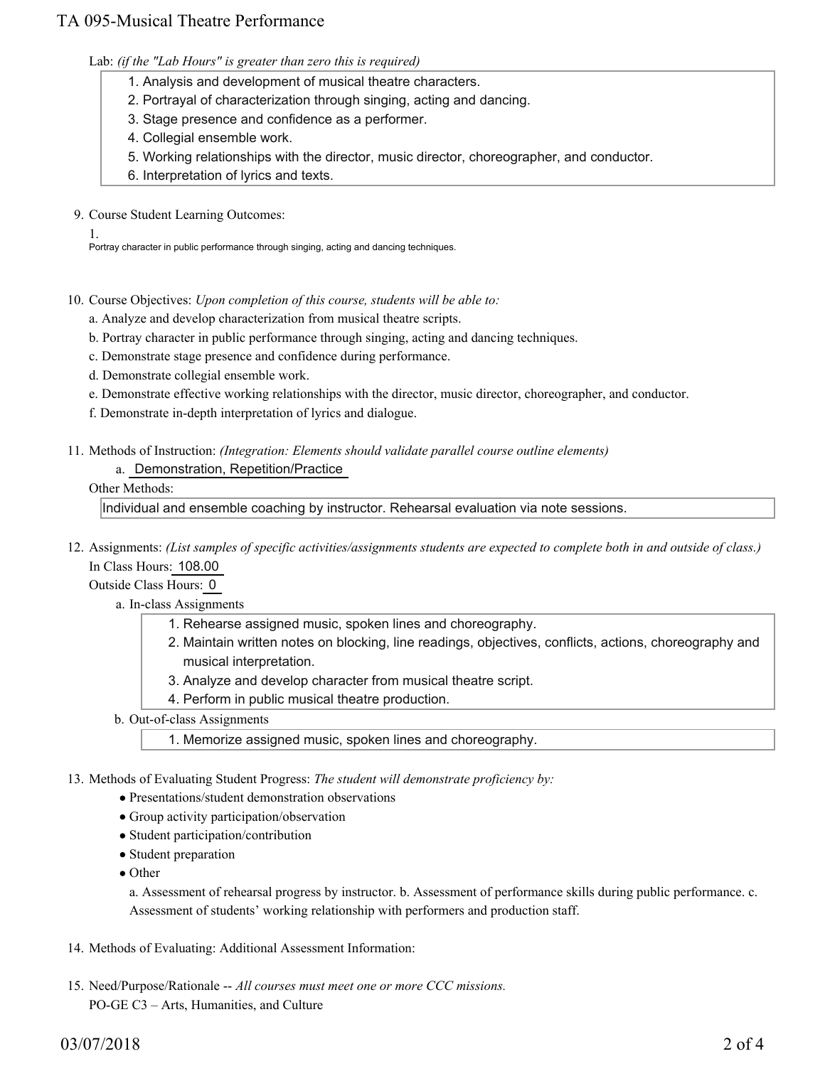Lab: *(if the "Lab Hours" is greater than zero this is required)*

1. Analysis and development of musical theatre characters.
2. Portrayal of characterization through singing, acting and dancing.
3. Stage presence and confidence as a performer.
4. Collegial ensemble work.
5. Working relationships with the director, music director, choreographer, and conductor.
6. Interpretation of lyrics and texts.

9. Course Student Learning Outcomes:

   1. Portray character in public performance through singing, acting and dancing techniques.

10. Course Objectives: *Upon completion of this course, students will be able to:*

    a. Analyze and develop characterization from musical theatre scripts.
    b. Portray character in public performance through singing, acting and dancing techniques.
    c. Demonstrate stage presence and confidence during performance.
    d. Demonstrate collegial ensemble work.
    e. Demonstrate effective working relationships with the director, music director, choreographer, and conductor.
    f. Demonstrate in-depth interpretation of lyrics and dialogue.

11. Methods of Instruction: *(Integration: Elements should validate parallel course outline elements)*

    a. Demonstration, Repetition/Practice

    Other Methods:

    Individual and ensemble coaching by instructor. Rehearsal evaluation via note sessions.

12. Assignments: *(List samples of specific activities/assignments students are expected to complete both in and outside of class.)*

    In Class Hours: 108.00

    Outside Class Hours: 0

    a. In-class Assignments
       1. Rehearse assigned music, spoken lines and choreography.
       2. Maintain written notes on blocking, line readings, objectives, conflicts, actions, choreography and musical interpretation.
       3. Analyze and develop character from musical theatre script.
       4. Perform in public musical theatre production.

    b. Out-of-class Assignments
       1. Memorize assigned music, spoken lines and choreography.

13. Methods of Evaluating Student Progress: *The student will demonstrate proficiency by:*

    - Presentations/student demonstration observations
    - Group activity participation/observation
    - Student participation/contribution
    - Student preparation
    - Other

      a. Assessment of rehearsal progress by instructor. b. Assessment of performance skills during public performance. c. Assessment of students' working relationship with performers and production staff.

14. Methods of Evaluating: Additional Assessment Information:

15. Need/Purpose/Rationale -- *All courses must meet one or more CCC missions.*

    PO-GE C3 – Arts, Humanities, and Culture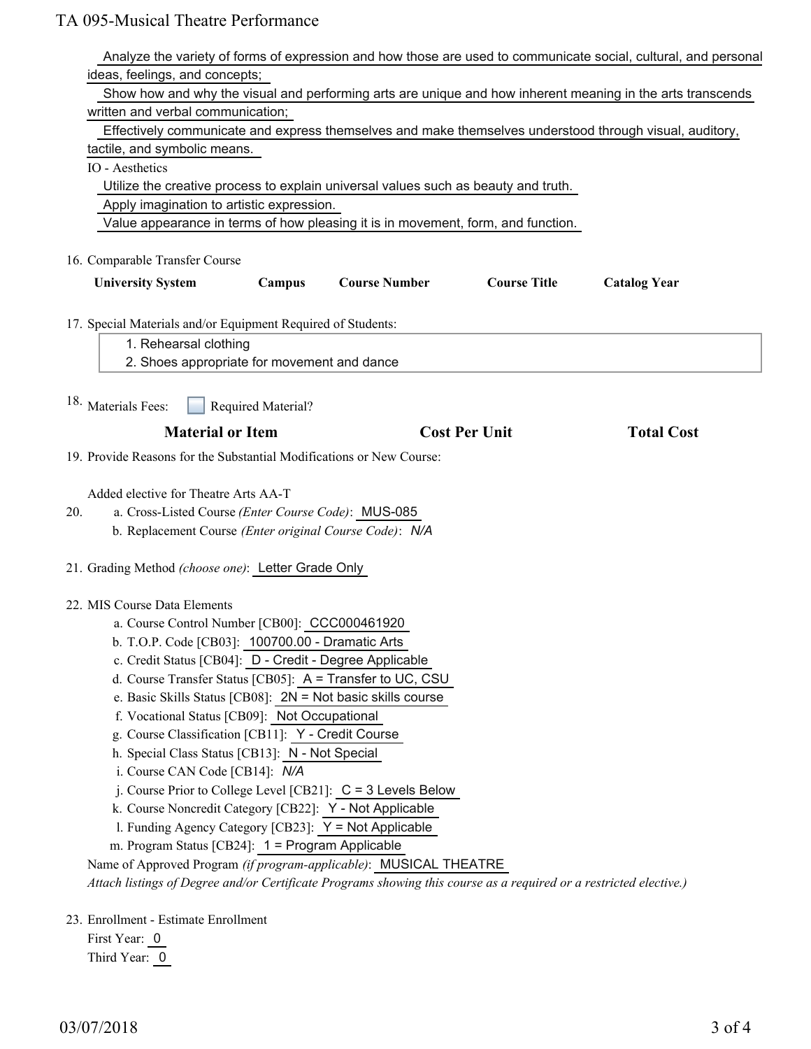Analyze the variety of forms of expression and how those are used to communicate social, cultural, and personal ideas, feelings, and concepts;

Show how and why the visual and performing arts are unique and how inherent meaning in the arts transcends written and verbal communication;

Effectively communicate and express themselves and make themselves understood through visual, auditory, tactile, and symbolic means.

IO - Aesthetics

Utilize the creative process to explain universal values such as beauty and truth.

Apply imagination to artistic expression.

Value appearance in terms of how pleasing it is in movement, form, and function.

16. Comparable Transfer Course

| University System | Campus | Course Number | Course Title | Catalog Year |
|---|---|---|---|---|

17. Special Materials and/or Equipment Required of Students:

1. Rehearsal clothing
2. Shoes appropriate for movement and dance

18. Materials Fees: ☐ Required Material?

| Material or Item | Cost Per Unit | Total Cost |
|---|---|---|

19. Provide Reasons for the Substantial Modifications or New Course:

Added elective for Theatre Arts AA-T

20. a. Cross-Listed Course *(Enter Course Code)*: MUS-085
    b. Replacement Course *(Enter original Course Code)*: *N/A*

21. Grading Method *(choose one)*: Letter Grade Only

22. MIS Course Data Elements
    a. Course Control Number [CB00]: CCC000461920
    b. T.O.P. Code [CB03]: 100700.00 - Dramatic Arts
    c. Credit Status [CB04]: D - Credit - Degree Applicable
    d. Course Transfer Status [CB05]: A = Transfer to UC, CSU
    e. Basic Skills Status [CB08]: 2N = Not basic skills course
    f. Vocational Status [CB09]: Not Occupational
    g. Course Classification [CB11]: Y - Credit Course
    h. Special Class Status [CB13]: N - Not Special
    i. Course CAN Code [CB14]: *N/A*
    j. Course Prior to College Level [CB21]: C = 3 Levels Below
    k. Course Noncredit Category [CB22]: Y - Not Applicable
    l. Funding Agency Category [CB23]: Y = Not Applicable
    m. Program Status [CB24]: 1 = Program Applicable

    Name of Approved Program *(if program-applicable)*: MUSICAL THEATRE

    *Attach listings of Degree and/or Certificate Programs showing this course as a required or a restricted elective.)*

23. Enrollment - Estimate Enrollment

    First Year: 0

    Third Year: 0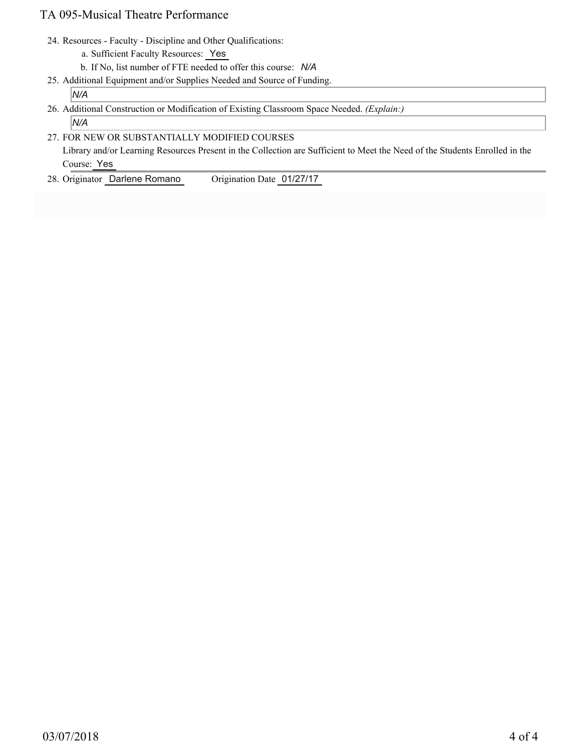24. Resources - Faculty - Discipline and Other Qualifications:
    a. Sufficient Faculty Resources: Yes
    b. If No, list number of FTE needed to offer this course: *N/A*
25. Additional Equipment and/or Supplies Needed and Source of Funding.
    *N/A*
26. Additional Construction or Modification of Existing Classroom Space Needed. *(Explain:)*
    *N/A*
27. FOR NEW OR SUBSTANTIALLY MODIFIED COURSES
    Library and/or Learning Resources Present in the Collection are Sufficient to Meet the Need of the Students Enrolled in the Course: Yes
28. Originator Darlene Romano Origination Date 01/27/17